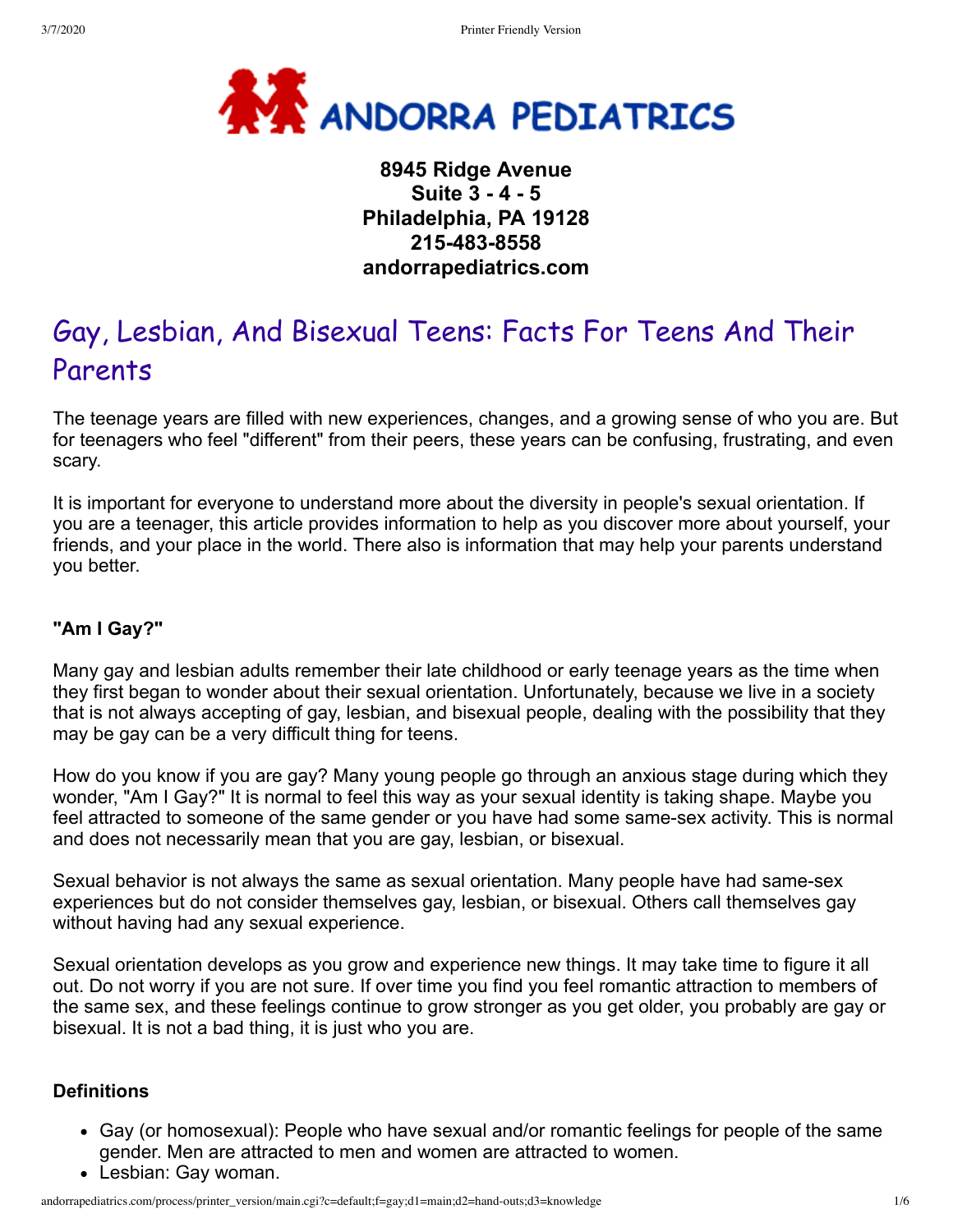**ANDORRA PEDIATRICS**

**8945 Ridge Avenue**
**Suite 3 - 4 - 5**
**Philadelphia, PA 19128**
**215-483-8558**
**andorrapediatrics.com**

# Gay, Lesbian, And Bisexual Teens: Facts For Teens And Their Parents

The teenage years are filled with new experiences, changes, and a growing sense of who you are. But for teenagers who feel "different" from their peers, these years can be confusing, frustrating, and even scary.

It is important for everyone to understand more about the diversity in people's sexual orientation. If you are a teenager, this article provides information to help as you discover more about yourself, your friends, and your place in the world. There also is information that may help your parents understand you better.

### "Am I Gay?"

Many gay and lesbian adults remember their late childhood or early teenage years as the time when they first began to wonder about their sexual orientation. Unfortunately, because we live in a society that is not always accepting of gay, lesbian, and bisexual people, dealing with the possibility that they may be gay can be a very difficult thing for teens.

How do you know if you are gay? Many young people go through an anxious stage during which they wonder, "Am I Gay?" It is normal to feel this way as your sexual identity is taking shape. Maybe you feel attracted to someone of the same gender or you have had some same-sex activity. This is normal and does not necessarily mean that you are gay, lesbian, or bisexual.

Sexual behavior is not always the same as sexual orientation. Many people have had same-sex experiences but do not consider themselves gay, lesbian, or bisexual. Others call themselves gay without having had any sexual experience.

Sexual orientation develops as you grow and experience new things. It may take time to figure it all out. Do not worry if you are not sure. If over time you find you feel romantic attraction to members of the same sex, and these feelings continue to grow stronger as you get older, you probably are gay or bisexual. It is not a bad thing, it is just who you are.

### Definitions

- Gay (or homosexual): People who have sexual and/or romantic feelings for people of the same gender. Men are attracted to men and women are attracted to women.
- Lesbian: Gay woman.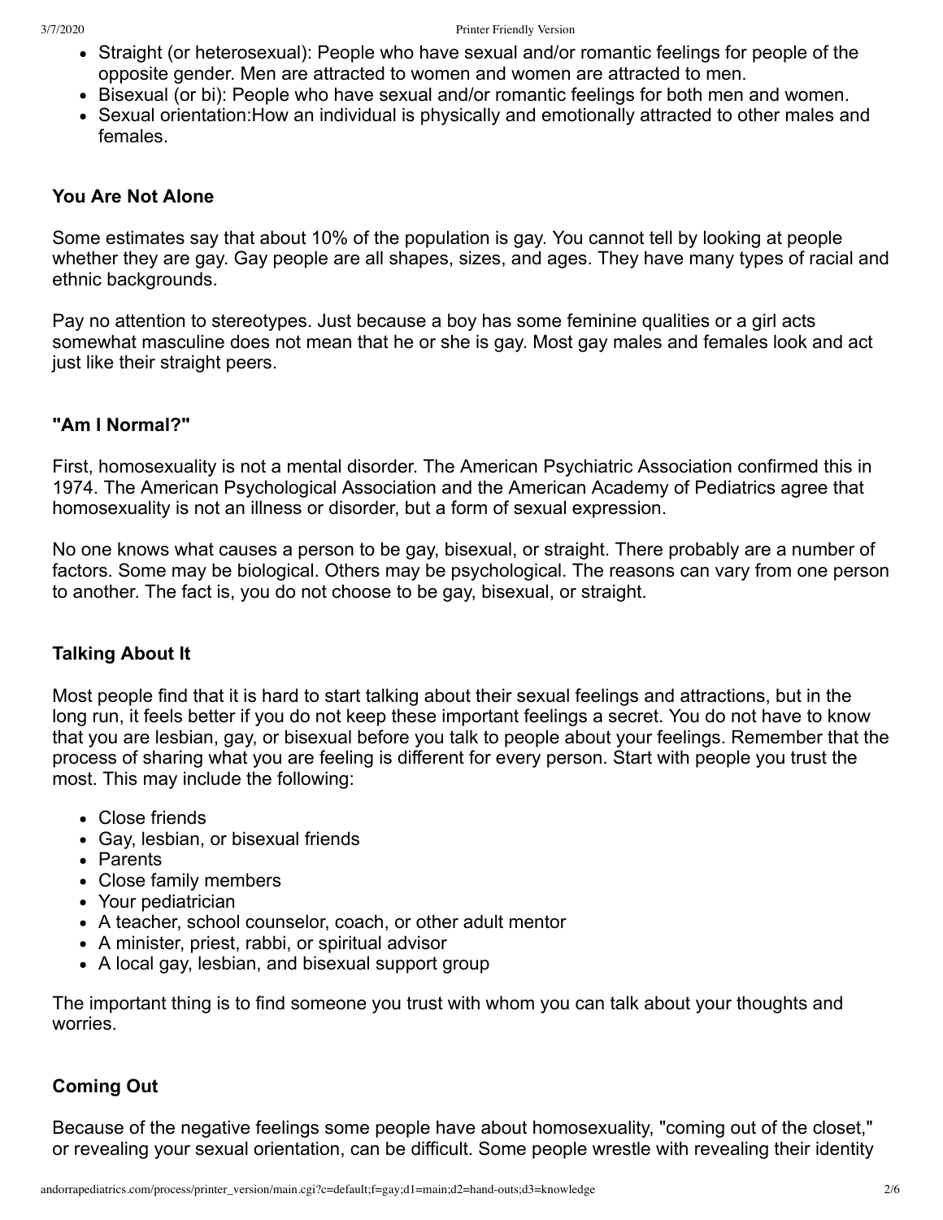- Straight (or heterosexual): People who have sexual and/or romantic feelings for people of the opposite gender. Men are attracted to women and women are attracted to men.
- Bisexual (or bi): People who have sexual and/or romantic feelings for both men and women.
- Sexual orientation:How an individual is physically and emotionally attracted to other males and females.

### You Are Not Alone

Some estimates say that about 10% of the population is gay. You cannot tell by looking at people whether they are gay. Gay people are all shapes, sizes, and ages. They have many types of racial and ethnic backgrounds.

Pay no attention to stereotypes. Just because a boy has some feminine qualities or a girl acts somewhat masculine does not mean that he or she is gay. Most gay males and females look and act just like their straight peers.

### "Am I Normal?"

First, homosexuality is not a mental disorder. The American Psychiatric Association confirmed this in 1974. The American Psychological Association and the American Academy of Pediatrics agree that homosexuality is not an illness or disorder, but a form of sexual expression.

No one knows what causes a person to be gay, bisexual, or straight. There probably are a number of factors. Some may be biological. Others may be psychological. The reasons can vary from one person to another. The fact is, you do not choose to be gay, bisexual, or straight.

### Talking About It

Most people find that it is hard to start talking about their sexual feelings and attractions, but in the long run, it feels better if you do not keep these important feelings a secret. You do not have to know that you are lesbian, gay, or bisexual before you talk to people about your feelings. Remember that the process of sharing what you are feeling is different for every person. Start with people you trust the most. This may include the following:

- Close friends
- Gay, lesbian, or bisexual friends
- Parents
- Close family members
- Your pediatrician
- A teacher, school counselor, coach, or other adult mentor
- A minister, priest, rabbi, or spiritual advisor
- A local gay, lesbian, and bisexual support group

The important thing is to find someone you trust with whom you can talk about your thoughts and worries.

### Coming Out

Because of the negative feelings some people have about homosexuality, "coming out of the closet," or revealing your sexual orientation, can be difficult. Some people wrestle with revealing their identity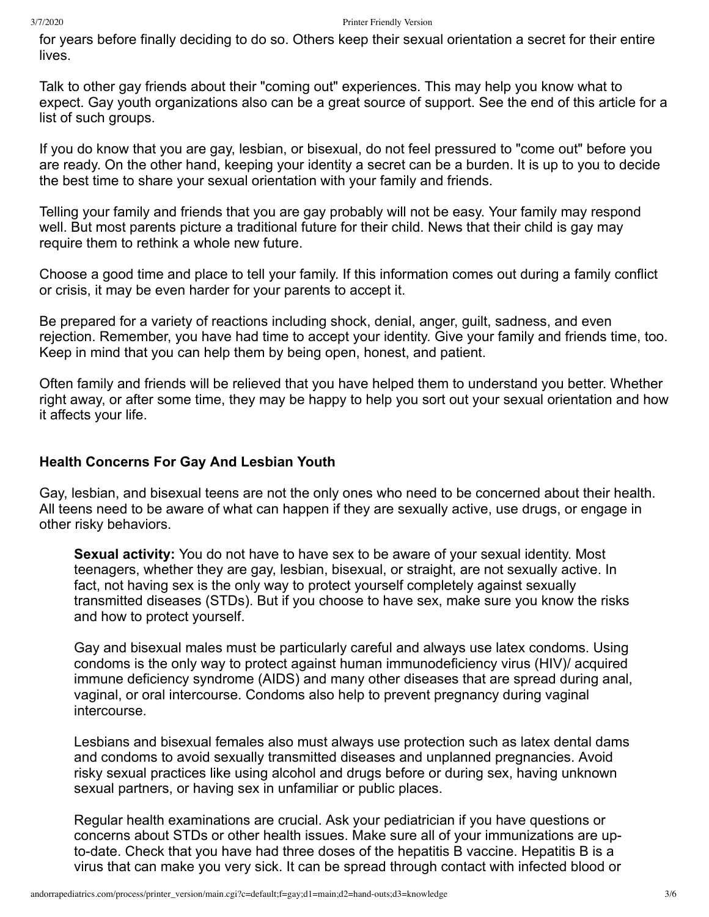for years before finally deciding to do so. Others keep their sexual orientation a secret for their entire lives.

Talk to other gay friends about their "coming out" experiences. This may help you know what to expect. Gay youth organizations also can be a great source of support. See the end of this article for a list of such groups.

If you do know that you are gay, lesbian, or bisexual, do not feel pressured to "come out" before you are ready. On the other hand, keeping your identity a secret can be a burden. It is up to you to decide the best time to share your sexual orientation with your family and friends.

Telling your family and friends that you are gay probably will not be easy. Your family may respond well. But most parents picture a traditional future for their child. News that their child is gay may require them to rethink a whole new future.

Choose a good time and place to tell your family. If this information comes out during a family conflict or crisis, it may be even harder for your parents to accept it.

Be prepared for a variety of reactions including shock, denial, anger, guilt, sadness, and even rejection. Remember, you have had time to accept your identity. Give your family and friends time, too. Keep in mind that you can help them by being open, honest, and patient.

Often family and friends will be relieved that you have helped them to understand you better. Whether right away, or after some time, they may be happy to help you sort out your sexual orientation and how it affects your life.

### Health Concerns For Gay And Lesbian Youth

Gay, lesbian, and bisexual teens are not the only ones who need to be concerned about their health. All teens need to be aware of what can happen if they are sexually active, use drugs, or engage in other risky behaviors.

> **Sexual activity:** You do not have to have sex to be aware of your sexual identity. Most teenagers, whether they are gay, lesbian, bisexual, or straight, are not sexually active. In fact, not having sex is the only way to protect yourself completely against sexually transmitted diseases (STDs). But if you choose to have sex, make sure you know the risks and how to protect yourself.
>
> Gay and bisexual males must be particularly careful and always use latex condoms. Using condoms is the only way to protect against human immunodeficiency virus (HIV)/ acquired immune deficiency syndrome (AIDS) and many other diseases that are spread during anal, vaginal, or oral intercourse. Condoms also help to prevent pregnancy during vaginal intercourse.
>
> Lesbians and bisexual females also must always use protection such as latex dental dams and condoms to avoid sexually transmitted diseases and unplanned pregnancies. Avoid risky sexual practices like using alcohol and drugs before or during sex, having unknown sexual partners, or having sex in unfamiliar or public places.
>
> Regular health examinations are crucial. Ask your pediatrician if you have questions or concerns about STDs or other health issues. Make sure all of your immunizations are up-to-date. Check that you have had three doses of the hepatitis B vaccine. Hepatitis B is a virus that can make you very sick. It can be spread through contact with infected blood or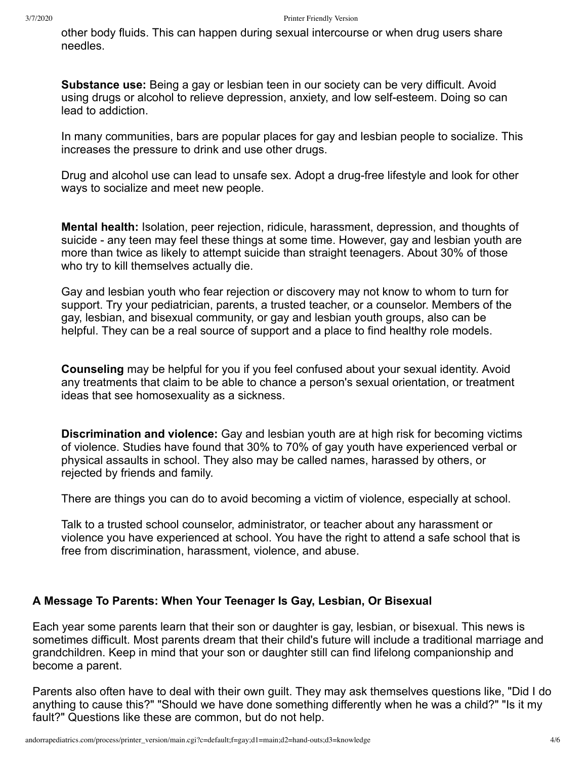other body fluids. This can happen during sexual intercourse or when drug users share needles.

**Substance use:** Being a gay or lesbian teen in our society can be very difficult. Avoid using drugs or alcohol to relieve depression, anxiety, and low self-esteem. Doing so can lead to addiction.

In many communities, bars are popular places for gay and lesbian people to socialize. This increases the pressure to drink and use other drugs.

Drug and alcohol use can lead to unsafe sex. Adopt a drug-free lifestyle and look for other ways to socialize and meet new people.

**Mental health:** Isolation, peer rejection, ridicule, harassment, depression, and thoughts of suicide - any teen may feel these things at some time. However, gay and lesbian youth are more than twice as likely to attempt suicide than straight teenagers. About 30% of those who try to kill themselves actually die.

Gay and lesbian youth who fear rejection or discovery may not know to whom to turn for support. Try your pediatrician, parents, a trusted teacher, or a counselor. Members of the gay, lesbian, and bisexual community, or gay and lesbian youth groups, also can be helpful. They can be a real source of support and a place to find healthy role models.

**Counseling** may be helpful for you if you feel confused about your sexual identity. Avoid any treatments that claim to be able to chance a person's sexual orientation, or treatment ideas that see homosexuality as a sickness.

**Discrimination and violence:** Gay and lesbian youth are at high risk for becoming victims of violence. Studies have found that 30% to 70% of gay youth have experienced verbal or physical assaults in school. They also may be called names, harassed by others, or rejected by friends and family.

There are things you can do to avoid becoming a victim of violence, especially at school.

Talk to a trusted school counselor, administrator, or teacher about any harassment or violence you have experienced at school. You have the right to attend a safe school that is free from discrimination, harassment, violence, and abuse.

### A Message To Parents: When Your Teenager Is Gay, Lesbian, Or Bisexual

Each year some parents learn that their son or daughter is gay, lesbian, or bisexual. This news is sometimes difficult. Most parents dream that their child's future will include a traditional marriage and grandchildren. Keep in mind that your son or daughter still can find lifelong companionship and become a parent.

Parents also often have to deal with their own guilt. They may ask themselves questions like, "Did I do anything to cause this?" "Should we have done something differently when he was a child?" "Is it my fault?" Questions like these are common, but do not help.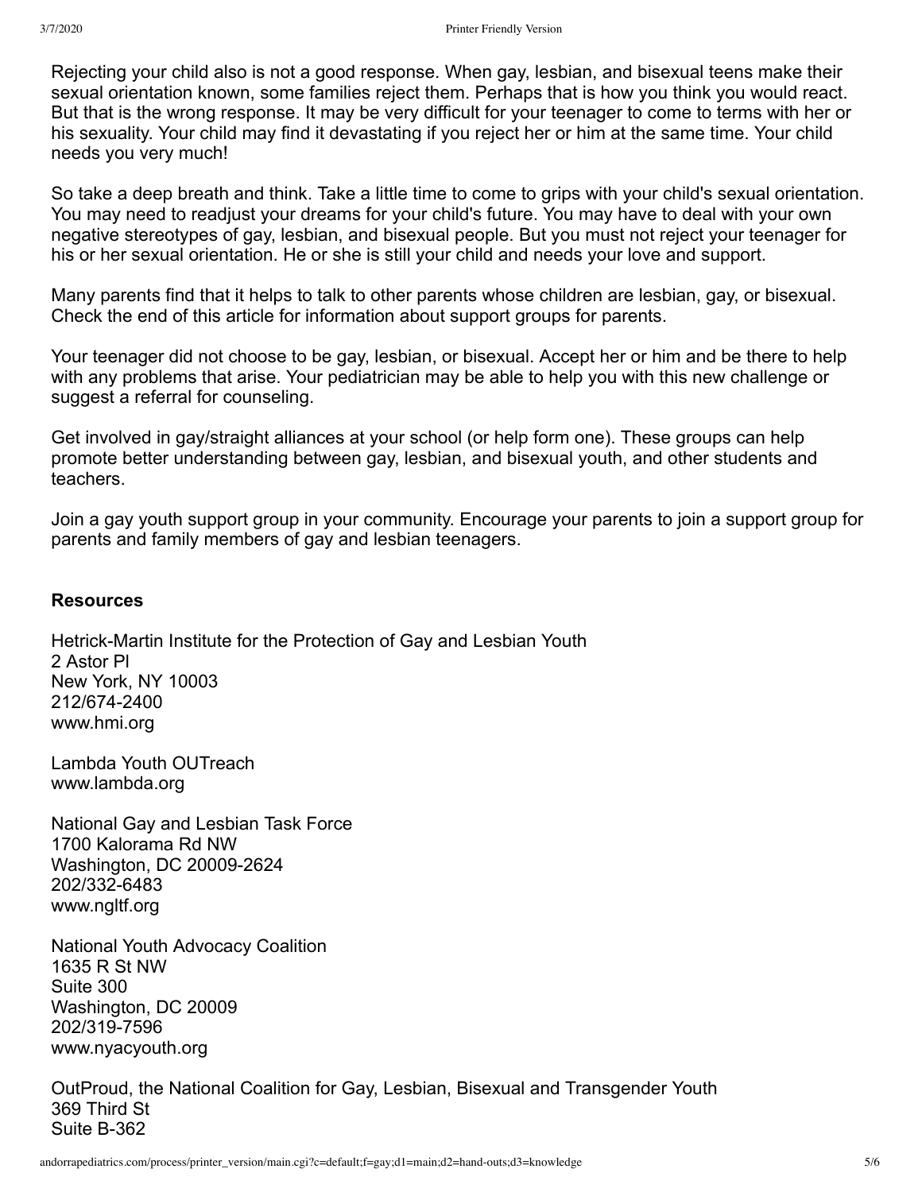Rejecting your child also is not a good response. When gay, lesbian, and bisexual teens make their sexual orientation known, some families reject them. Perhaps that is how you think you would react. But that is the wrong response. It may be very difficult for your teenager to come to terms with her or his sexuality. Your child may find it devastating if you reject her or him at the same time. Your child needs you very much!

So take a deep breath and think. Take a little time to come to grips with your child's sexual orientation. You may need to readjust your dreams for your child's future. You may have to deal with your own negative stereotypes of gay, lesbian, and bisexual people. But you must not reject your teenager for his or her sexual orientation. He or she is still your child and needs your love and support.

Many parents find that it helps to talk to other parents whose children are lesbian, gay, or bisexual. Check the end of this article for information about support groups for parents.

Your teenager did not choose to be gay, lesbian, or bisexual. Accept her or him and be there to help with any problems that arise. Your pediatrician may be able to help you with this new challenge or suggest a referral for counseling.

Get involved in gay/straight alliances at your school (or help form one). These groups can help promote better understanding between gay, lesbian, and bisexual youth, and other students and teachers.

Join a gay youth support group in your community. Encourage your parents to join a support group for parents and family members of gay and lesbian teenagers.

**Resources**

Hetrick-Martin Institute for the Protection of Gay and Lesbian Youth
2 Astor Pl
New York, NY 10003
212/674-2400
www.hmi.org

Lambda Youth OUTreach
www.lambda.org

National Gay and Lesbian Task Force
1700 Kalorama Rd NW
Washington, DC 20009-2624
202/332-6483
www.ngltf.org

National Youth Advocacy Coalition
1635 R St NW
Suite 300
Washington, DC 20009
202/319-7596
www.nyacyouth.org

OutProud, the National Coalition for Gay, Lesbian, Bisexual and Transgender Youth
369 Third St
Suite B-362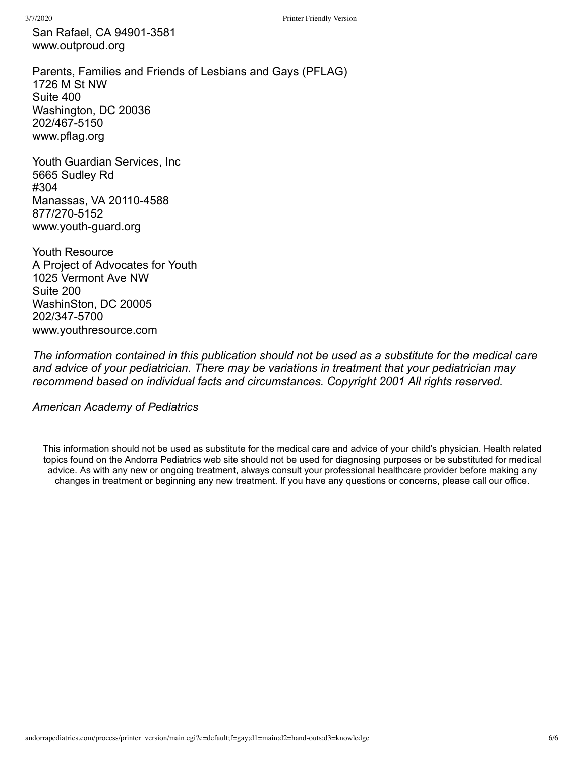San Rafael, CA 94901-3581
www.outproud.org

Parents, Families and Friends of Lesbians and Gays (PFLAG)
1726 M St NW
Suite 400
Washington, DC 20036
202/467-5150
www.pflag.org

Youth Guardian Services, Inc
5665 Sudley Rd
#304
Manassas, VA 20110-4588
877/270-5152
www.youth-guard.org

Youth Resource
A Project of Advocates for Youth
1025 Vermont Ave NW
Suite 200
WashinSton, DC 20005
202/347-5700
www.youthresource.com

*The information contained in this publication should not be used as a substitute for the medical care and advice of your pediatrician. There may be variations in treatment that your pediatrician may recommend based on individual facts and circumstances. Copyright 2001 All rights reserved.*

*American Academy of Pediatrics*

This information should not be used as substitute for the medical care and advice of your child's physician. Health related topics found on the Andorra Pediatrics web site should not be used for diagnosing purposes or be substituted for medical advice. As with any new or ongoing treatment, always consult your professional healthcare provider before making any changes in treatment or beginning any new treatment. If you have any questions or concerns, please call our office.